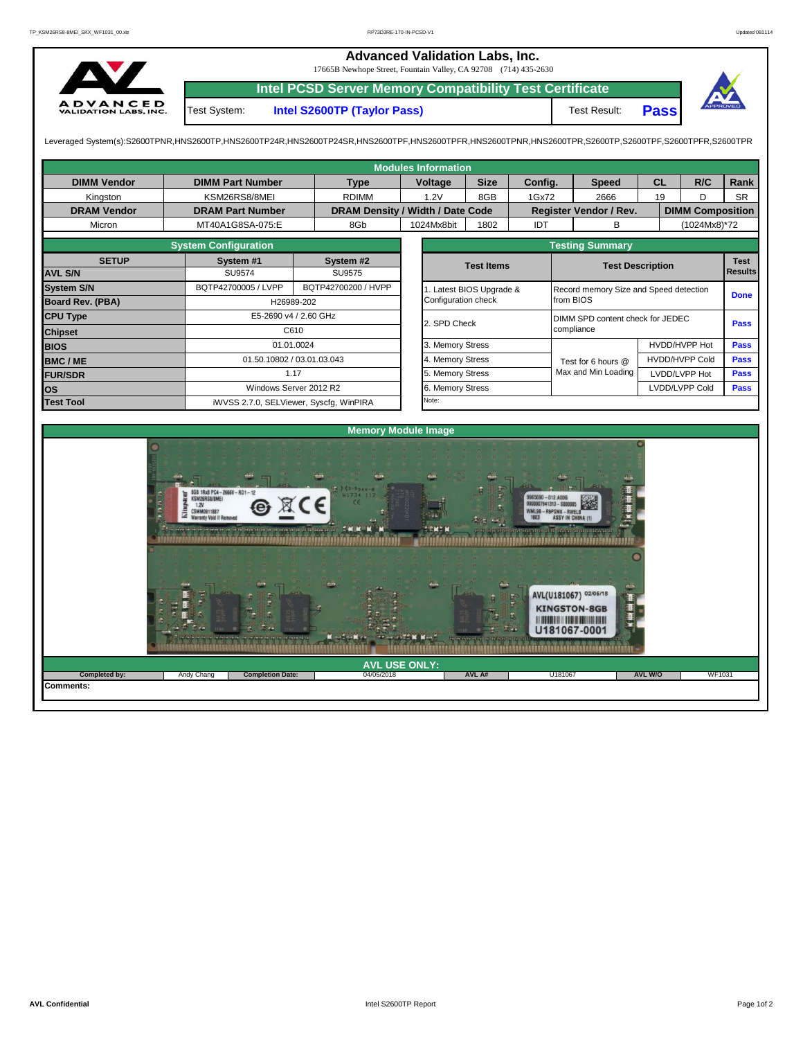# Advanced Validation Labs, Inc.

17665B Newhope Street, Fountain Valley, CA 92708 (714) 435-2630

## Intel PCSD Server Memory Compatibility Test Certificate

| Test System: | Intel S2600TP (Taylor Pass) | Test Result: | Pass |
|---|---|---|---|

Leveraged System(s):S2600TPNR,HNS2600TP,HNS2600TP24R,HNS2600TP24SR,HNS2600TPF,HNS2600TPFR,HNS2600TPNR,HNS2600TPR,S2600TP,S2600TPF,S2600TPFR,S2600TPR

**Modules Information**

| DIMM Vendor | DIMM Part Number | Type | Voltage | Size | Config. | Speed | CL | R/C | Rank |
|---|---|---|---|---|---|---|---|---|---|
| Kingston | KSM26RS8/8MEI | RDIMM | 1.2V | 8GB | 1Gx72 | 2666 | 19 | D | SR |
| **DRAM Vendor** | **DRAM Part Number** | **DRAM Density / Width / Date Code** | | | **Register Vendor / Rev.** | | **DIMM Composition** | | |
| Micron | MT40A1G8SA-075:E | 8Gb | 1024Mx8bit | 1802 | IDT | B | (1024Mx8)*72 | | |

**System Configuration**

| SETUP | System #1 | System #2 |
|---|---|---|
| AVL S/N | SU9574 | SU9575 |
| System S/N | BQTP42700005 / LVPP | BQTP42700200 / HVPP |
| Board Rev. (PBA) | H26989-202 | |
| CPU Type | E5-2690 v4 / 2.60 GHz | |
| Chipset | C610 | |
| BIOS | 01.01.0024 | |
| BMC / ME | 01.50.10802 / 03.01.03.043 | |
| FUR/SDR | 1.17 | |
| OS | Windows Server 2012 R2 | |
| Test Tool | iWVSS 2.7.0, SELViewer, Syscfg, WinPIRA | |

**Testing Summary**

| Test Items | Test Description | | Test Results |
|---|---|---|---|
| 1. Latest BIOS Upgrade & Configuration check | Record memory Size and Speed detection from BIOS | | Done |
| 2. SPD Check | DIMM SPD content check for JEDEC compliance | | Pass |
| 3. Memory Stress | Test for 6 hours @ Max and Min Loading | HVDD/HVPP Hot | Pass |
| 4. Memory Stress | | HVDD/HVPP Cold | Pass |
| 5. Memory Stress | | LVDD/LVPP Hot | Pass |
| 6. Memory Stress | | LVDD/LVPP Cold | Pass |
| Note: | | | |

**Memory Module Image**

**AVL USE ONLY:**

| Completed by: | Andy Chang | Completion Date: | 04/05/2018 | AVL A# | U181067 | AVL W/O | WF1031 |
|---|---|---|---|---|---|---|---|

**Comments:**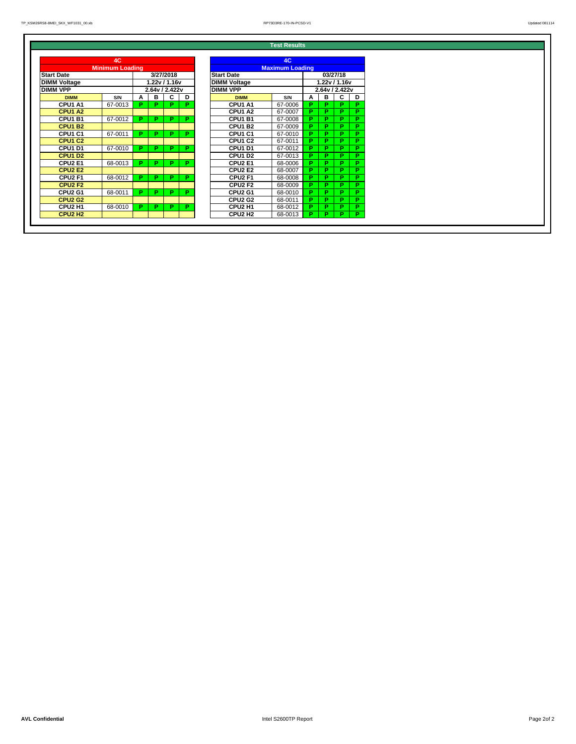## Test Results

| 4C Minimum Loading | | | | | |
|---|---|---|---|---|---|
| **Start Date** | | 3/27/2018 | | | |
| **DIMM Voltage** | | 1.22v / 1.16v | | | |
| **DIMM VPP** | | 2.64v / 2.422v | | | |
| **DIMM** | **S/N** | **A** | **B** | **C** | **D** |
| CPU1 A1 | 67-0013 | P | P | P | P |
| CPU1 A2 | | | | | |
| CPU1 B1 | 67-0012 | P | P | P | P |
| CPU1 B2 | | | | | |
| CPU1 C1 | 67-0011 | P | P | P | P |
| CPU1 C2 | | | | | |
| CPU1 D1 | 67-0010 | P | P | P | P |
| CPU1 D2 | | | | | |
| CPU2 E1 | 68-0013 | P | P | P | P |
| CPU2 E2 | | | | | |
| CPU2 F1 | 68-0012 | P | P | P | P |
| CPU2 F2 | | | | | |
| CPU2 G1 | 68-0011 | P | P | P | P |
| CPU2 G2 | | | | | |
| CPU2 H1 | 68-0010 | P | P | P | P |
| CPU2 H2 | | | | | |

| 4C Maximum Loading | | | | | |
|---|---|---|---|---|---|
| **Start Date** | | 03/27/18 | | | |
| **DIMM Voltage** | | 1.22v / 1.16v | | | |
| **DIMM VPP** | | 2.64v / 2.422v | | | |
| **DIMM** | **S/N** | **A** | **B** | **C** | **D** |
| CPU1 A1 | 67-0006 | P | P | P | P |
| CPU1 A2 | 67-0007 | P | P | P | P |
| CPU1 B1 | 67-0008 | P | P | P | P |
| CPU1 B2 | 67-0009 | P | P | P | P |
| CPU1 C1 | 67-0010 | P | P | P | P |
| CPU1 C2 | 67-0011 | P | P | P | P |
| CPU1 D1 | 67-0012 | P | P | P | P |
| CPU1 D2 | 67-0013 | P | P | P | P |
| CPU2 E1 | 68-0006 | P | P | P | P |
| CPU2 E2 | 68-0007 | P | P | P | P |
| CPU2 F1 | 68-0008 | P | P | P | P |
| CPU2 F2 | 68-0009 | P | P | P | P |
| CPU2 G1 | 68-0010 | P | P | P | P |
| CPU2 G2 | 68-0011 | P | P | P | P |
| CPU2 H1 | 68-0012 | P | P | P | P |
| CPU2 H2 | 68-0013 | P | P | P | P |